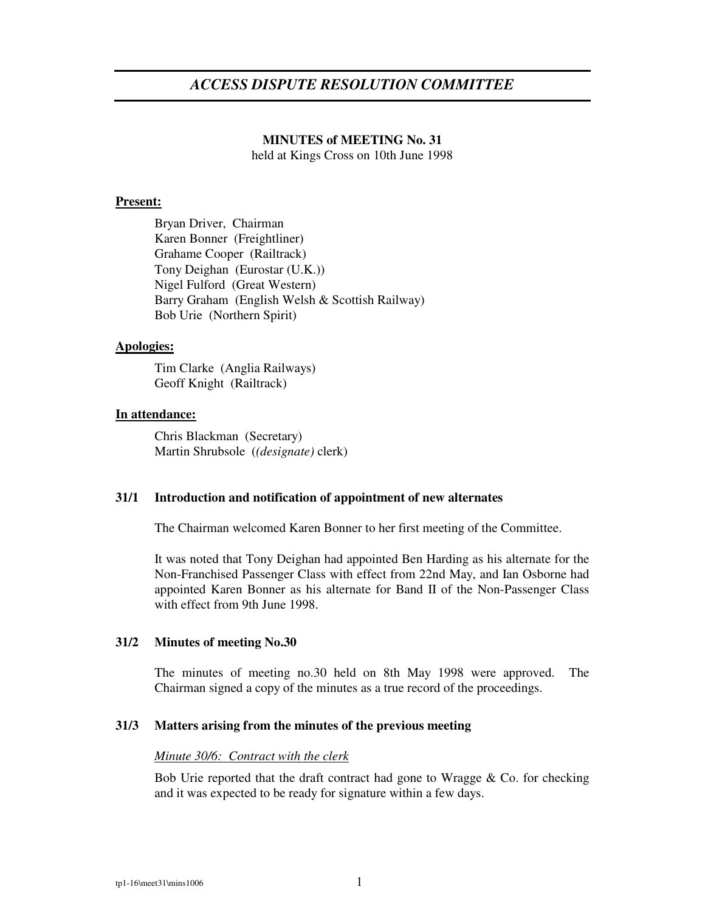# *ACCESS DISPUTE RESOLUTION COMMITTEE*

**MINUTES of MEETING No. 31**

held at Kings Cross on 10th June 1998

**Present:**

Bryan Driver, Chairman
Karen Bonner (Freightliner)
Grahame Cooper (Railtrack)
Tony Deighan (Eurostar (U.K.))
Nigel Fulford (Great Western)
Barry Graham (English Welsh & Scottish Railway)
Bob Urie (Northern Spirit)

**Apologies:**

Tim Clarke (Anglia Railways)
Geoff Knight (Railtrack)

**In attendance:**

Chris Blackman (Secretary)
Martin Shrubsole (*(designate)* clerk)

### 31/1 Introduction and notification of appointment of new alternates

The Chairman welcomed Karen Bonner to her first meeting of the Committee.

It was noted that Tony Deighan had appointed Ben Harding as his alternate for the Non-Franchised Passenger Class with effect from 22nd May, and Ian Osborne had appointed Karen Bonner as his alternate for Band II of the Non-Passenger Class with effect from 9th June 1998.

### 31/2 Minutes of meeting No.30

The minutes of meeting no.30 held on 8th May 1998 were approved. The Chairman signed a copy of the minutes as a true record of the proceedings.

### 31/3 Matters arising from the minutes of the previous meeting

*Minute 30/6: Contract with the clerk*

Bob Urie reported that the draft contract had gone to Wragge & Co. for checking and it was expected to be ready for signature within a few days.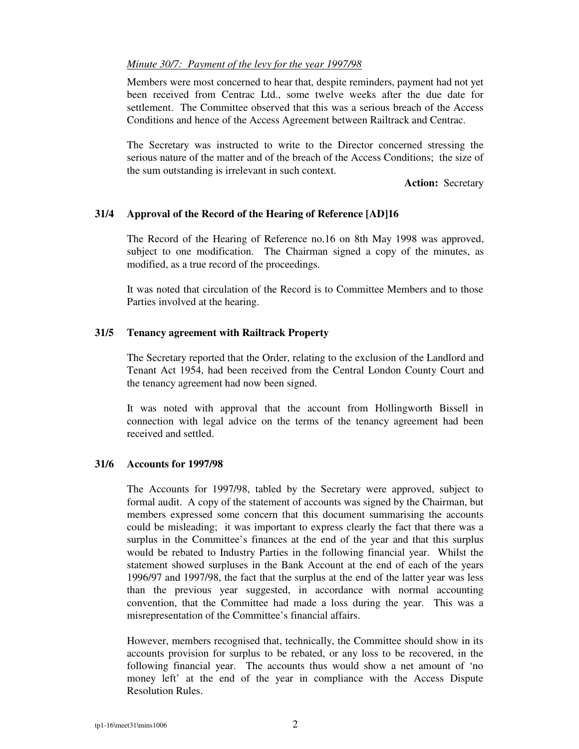*Minute 30/7: Payment of the levy for the year 1997/98*

Members were most concerned to hear that, despite reminders, payment had not yet been received from Centrac Ltd., some twelve weeks after the due date for settlement. The Committee observed that this was a serious breach of the Access Conditions and hence of the Access Agreement between Railtrack and Centrac.

The Secretary was instructed to write to the Director concerned stressing the serious nature of the matter and of the breach of the Access Conditions; the size of the sum outstanding is irrelevant in such context.

**Action:** Secretary

### 31/4 Approval of the Record of the Hearing of Reference [AD]16

The Record of the Hearing of Reference no.16 on 8th May 1998 was approved, subject to one modification. The Chairman signed a copy of the minutes, as modified, as a true record of the proceedings.

It was noted that circulation of the Record is to Committee Members and to those Parties involved at the hearing.

### 31/5 Tenancy agreement with Railtrack Property

The Secretary reported that the Order, relating to the exclusion of the Landlord and Tenant Act 1954, had been received from the Central London County Court and the tenancy agreement had now been signed.

It was noted with approval that the account from Hollingworth Bissell in connection with legal advice on the terms of the tenancy agreement had been received and settled.

### 31/6 Accounts for 1997/98

The Accounts for 1997/98, tabled by the Secretary were approved, subject to formal audit. A copy of the statement of accounts was signed by the Chairman, but members expressed some concern that this document summarising the accounts could be misleading; it was important to express clearly the fact that there was a surplus in the Committee's finances at the end of the year and that this surplus would be rebated to Industry Parties in the following financial year. Whilst the statement showed surpluses in the Bank Account at the end of each of the years 1996/97 and 1997/98, the fact that the surplus at the end of the latter year was less than the previous year suggested, in accordance with normal accounting convention, that the Committee had made a loss during the year. This was a misrepresentation of the Committee's financial affairs.

However, members recognised that, technically, the Committee should show in its accounts provision for surplus to be rebated, or any loss to be recovered, in the following financial year. The accounts thus would show a net amount of 'no money left' at the end of the year in compliance with the Access Dispute Resolution Rules.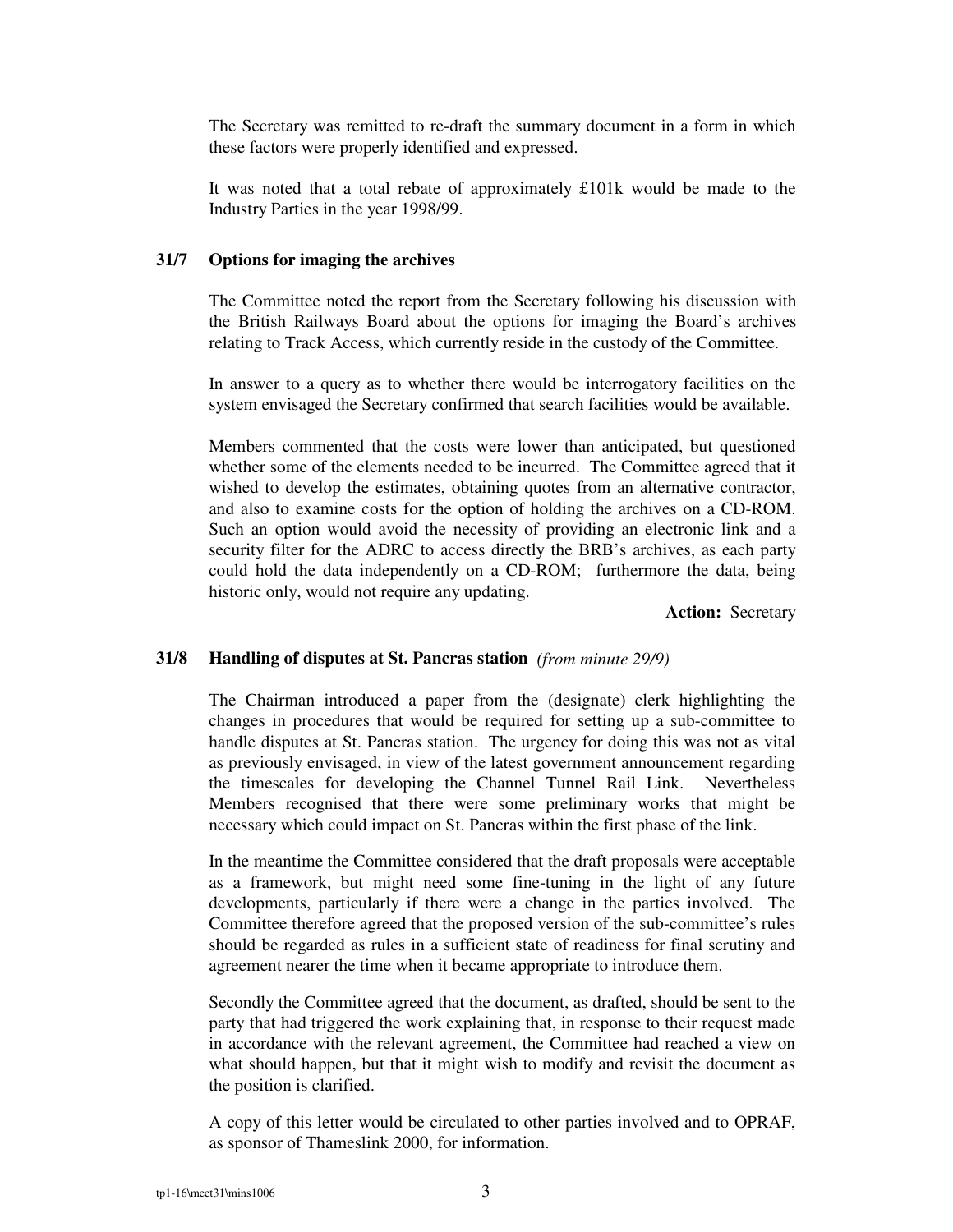The Secretary was remitted to re-draft the summary document in a form in which these factors were properly identified and expressed.

It was noted that a total rebate of approximately £101k would be made to the Industry Parties in the year 1998/99.

### 31/7 Options for imaging the archives

The Committee noted the report from the Secretary following his discussion with the British Railways Board about the options for imaging the Board's archives relating to Track Access, which currently reside in the custody of the Committee.

In answer to a query as to whether there would be interrogatory facilities on the system envisaged the Secretary confirmed that search facilities would be available.

Members commented that the costs were lower than anticipated, but questioned whether some of the elements needed to be incurred. The Committee agreed that it wished to develop the estimates, obtaining quotes from an alternative contractor, and also to examine costs for the option of holding the archives on a CD-ROM. Such an option would avoid the necessity of providing an electronic link and a security filter for the ADRC to access directly the BRB's archives, as each party could hold the data independently on a CD-ROM; furthermore the data, being historic only, would not require any updating.

**Action:** Secretary

### 31/8 Handling of disputes at St. Pancras station *(from minute 29/9)*

The Chairman introduced a paper from the (designate) clerk highlighting the changes in procedures that would be required for setting up a sub-committee to handle disputes at St. Pancras station. The urgency for doing this was not as vital as previously envisaged, in view of the latest government announcement regarding the timescales for developing the Channel Tunnel Rail Link. Nevertheless Members recognised that there were some preliminary works that might be necessary which could impact on St. Pancras within the first phase of the link.

In the meantime the Committee considered that the draft proposals were acceptable as a framework, but might need some fine-tuning in the light of any future developments, particularly if there were a change in the parties involved. The Committee therefore agreed that the proposed version of the sub-committee's rules should be regarded as rules in a sufficient state of readiness for final scrutiny and agreement nearer the time when it became appropriate to introduce them.

Secondly the Committee agreed that the document, as drafted, should be sent to the party that had triggered the work explaining that, in response to their request made in accordance with the relevant agreement, the Committee had reached a view on what should happen, but that it might wish to modify and revisit the document as the position is clarified.

A copy of this letter would be circulated to other parties involved and to OPRAF, as sponsor of Thameslink 2000, for information.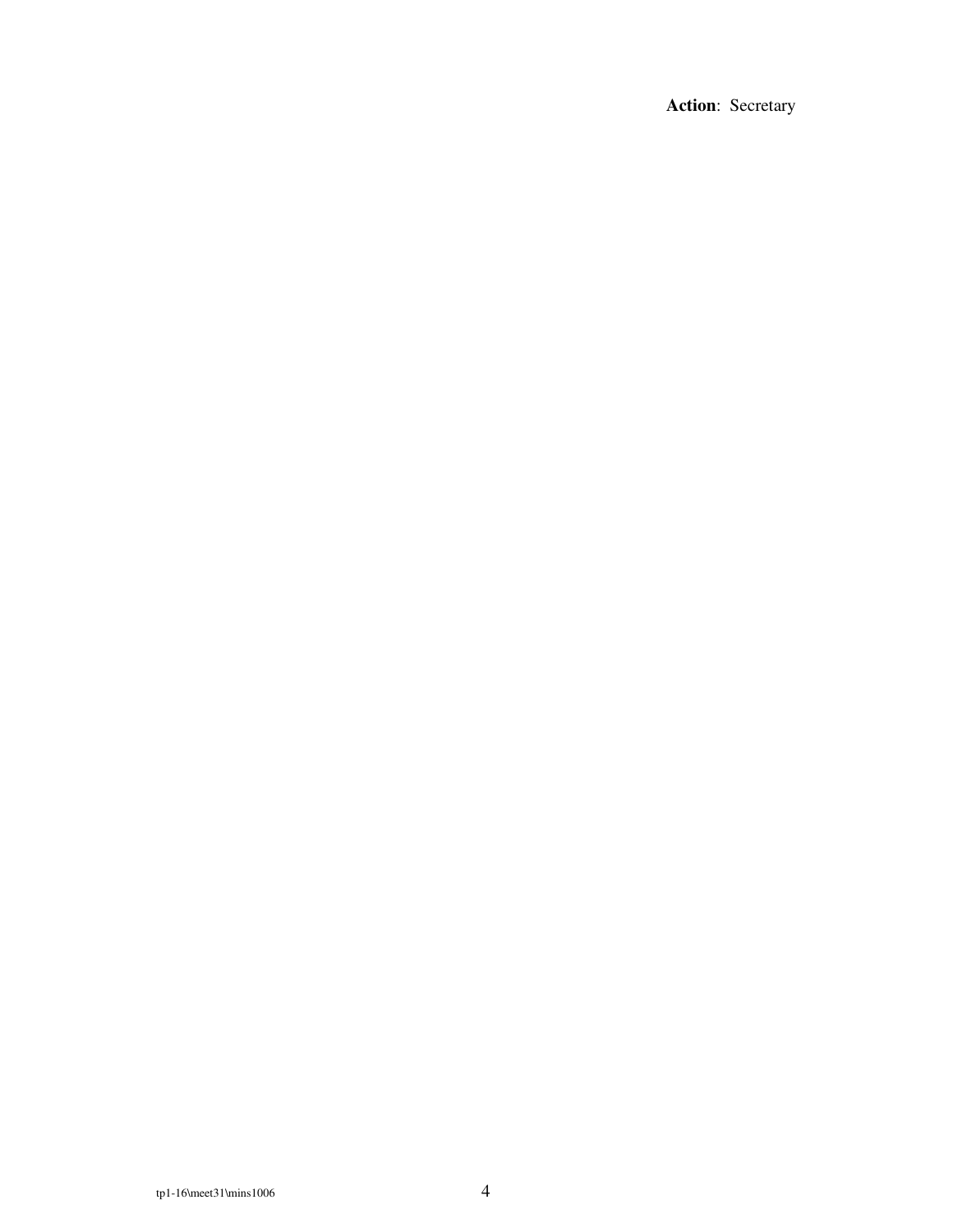**Action**: Secretary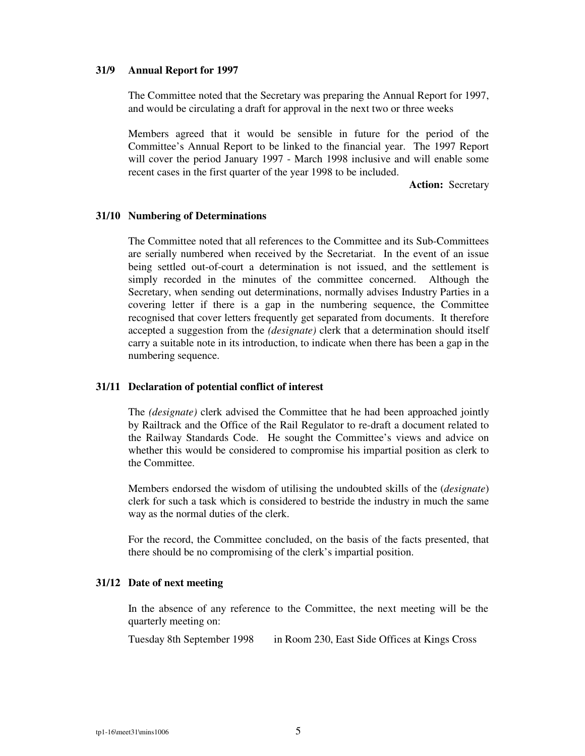### 31/9 Annual Report for 1997

The Committee noted that the Secretary was preparing the Annual Report for 1997, and would be circulating a draft for approval in the next two or three weeks

Members agreed that it would be sensible in future for the period of the Committee's Annual Report to be linked to the financial year. The 1997 Report will cover the period January 1997 - March 1998 inclusive and will enable some recent cases in the first quarter of the year 1998 to be included.

**Action:** Secretary

### 31/10 Numbering of Determinations

The Committee noted that all references to the Committee and its Sub-Committees are serially numbered when received by the Secretariat. In the event of an issue being settled out-of-court a determination is not issued, and the settlement is simply recorded in the minutes of the committee concerned. Although the Secretary, when sending out determinations, normally advises Industry Parties in a covering letter if there is a gap in the numbering sequence, the Committee recognised that cover letters frequently get separated from documents. It therefore accepted a suggestion from the *(designate)* clerk that a determination should itself carry a suitable note in its introduction, to indicate when there has been a gap in the numbering sequence.

### 31/11 Declaration of potential conflict of interest

The *(designate)* clerk advised the Committee that he had been approached jointly by Railtrack and the Office of the Rail Regulator to re-draft a document related to the Railway Standards Code. He sought the Committee's views and advice on whether this would be considered to compromise his impartial position as clerk to the Committee.

Members endorsed the wisdom of utilising the undoubted skills of the (*designate*) clerk for such a task which is considered to bestride the industry in much the same way as the normal duties of the clerk.

For the record, the Committee concluded, on the basis of the facts presented, that there should be no compromising of the clerk's impartial position.

### 31/12 Date of next meeting

In the absence of any reference to the Committee, the next meeting will be the quarterly meeting on:

Tuesday 8th September 1998 in Room 230, East Side Offices at Kings Cross